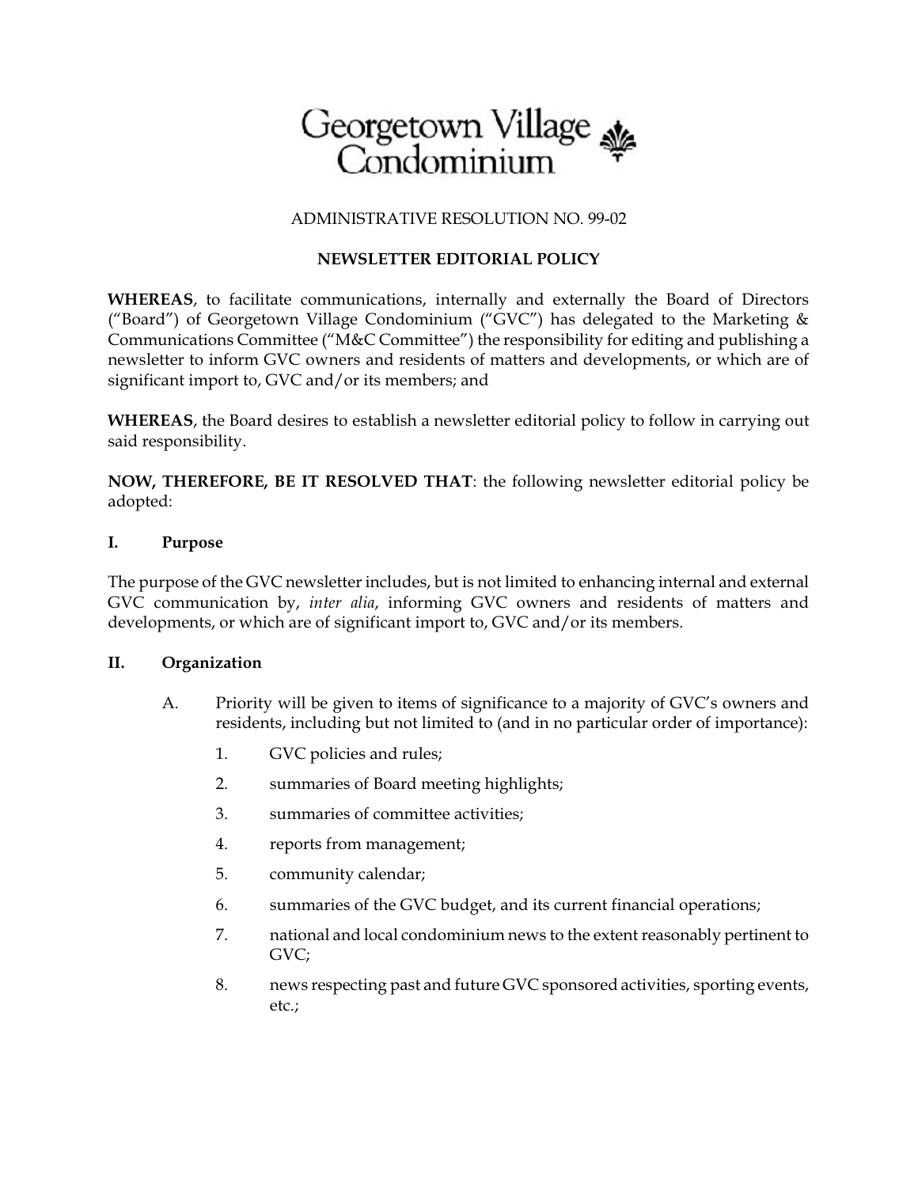# Georgetown Village Condominium

ADMINISTRATIVE RESOLUTION NO. 99-02

**NEWSLETTER EDITORIAL POLICY**

**WHEREAS**, to facilitate communications, internally and externally the Board of Directors ("Board") of Georgetown Village Condominium ("GVC") has delegated to the Marketing & Communications Committee ("M&C Committee") the responsibility for editing and publishing a newsletter to inform GVC owners and residents of matters and developments, or which are of significant import to, GVC and/or its members; and

**WHEREAS**, the Board desires to establish a newsletter editorial policy to follow in carrying out said responsibility.

**NOW, THEREFORE, BE IT RESOLVED THAT**: the following newsletter editorial policy be adopted:

## I. Purpose

The purpose of the GVC newsletter includes, but is not limited to enhancing internal and external GVC communication by, *inter alia*, informing GVC owners and residents of matters and developments, or which are of significant import to, GVC and/or its members.

## II. Organization

A. Priority will be given to items of significance to a majority of GVC's owners and residents, including but not limited to (and in no particular order of importance):

1. GVC policies and rules;
2. summaries of Board meeting highlights;
3. summaries of committee activities;
4. reports from management;
5. community calendar;
6. summaries of the GVC budget, and its current financial operations;
7. national and local condominium news to the extent reasonably pertinent to GVC;
8. news respecting past and future GVC sponsored activities, sporting events, etc.;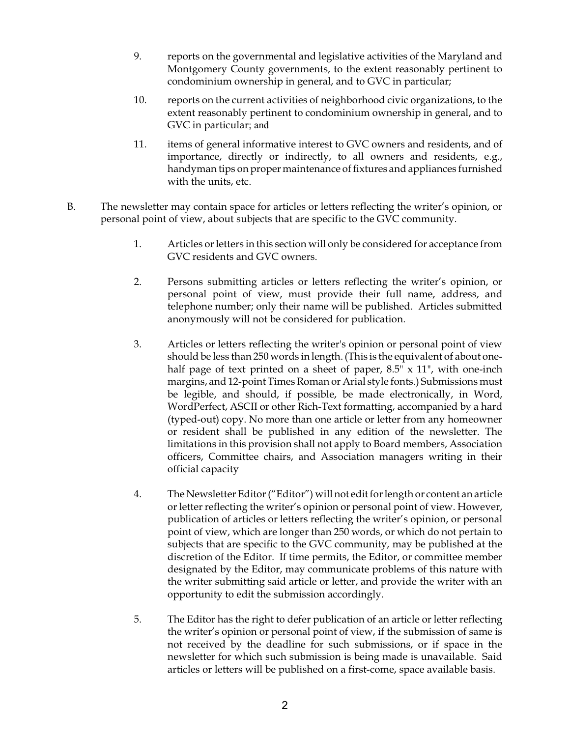9. reports on the governmental and legislative activities of the Maryland and Montgomery County governments, to the extent reasonably pertinent to condominium ownership in general, and to GVC in particular;

10. reports on the current activities of neighborhood civic organizations, to the extent reasonably pertinent to condominium ownership in general, and to GVC in particular; and

11. items of general informative interest to GVC owners and residents, and of importance, directly or indirectly, to all owners and residents, e.g., handyman tips on proper maintenance of fixtures and appliances furnished with the units, etc.

B. The newsletter may contain space for articles or letters reflecting the writer's opinion, or personal point of view, about subjects that are specific to the GVC community.

1. Articles or letters in this section will only be considered for acceptance from GVC residents and GVC owners.

2. Persons submitting articles or letters reflecting the writer's opinion, or personal point of view, must provide their full name, address, and telephone number; only their name will be published. Articles submitted anonymously will not be considered for publication.

3. Articles or letters reflecting the writer's opinion or personal point of view should be less than 250 words in length. (This is the equivalent of about one-half page of text printed on a sheet of paper, 8.5" x 11", with one-inch margins, and 12-point Times Roman or Arial style fonts.) Submissions must be legible, and should, if possible, be made electronically, in Word, WordPerfect, ASCII or other Rich-Text formatting, accompanied by a hard (typed-out) copy. No more than one article or letter from any homeowner or resident shall be published in any edition of the newsletter. The limitations in this provision shall not apply to Board members, Association officers, Committee chairs, and Association managers writing in their official capacity

4. The Newsletter Editor ("Editor") will not edit for length or content an article or letter reflecting the writer's opinion or personal point of view. However, publication of articles or letters reflecting the writer's opinion, or personal point of view, which are longer than 250 words, or which do not pertain to subjects that are specific to the GVC community, may be published at the discretion of the Editor. If time permits, the Editor, or committee member designated by the Editor, may communicate problems of this nature with the writer submitting said article or letter, and provide the writer with an opportunity to edit the submission accordingly.

5. The Editor has the right to defer publication of an article or letter reflecting the writer's opinion or personal point of view, if the submission of same is not received by the deadline for such submissions, or if space in the newsletter for which such submission is being made is unavailable. Said articles or letters will be published on a first-come, space available basis.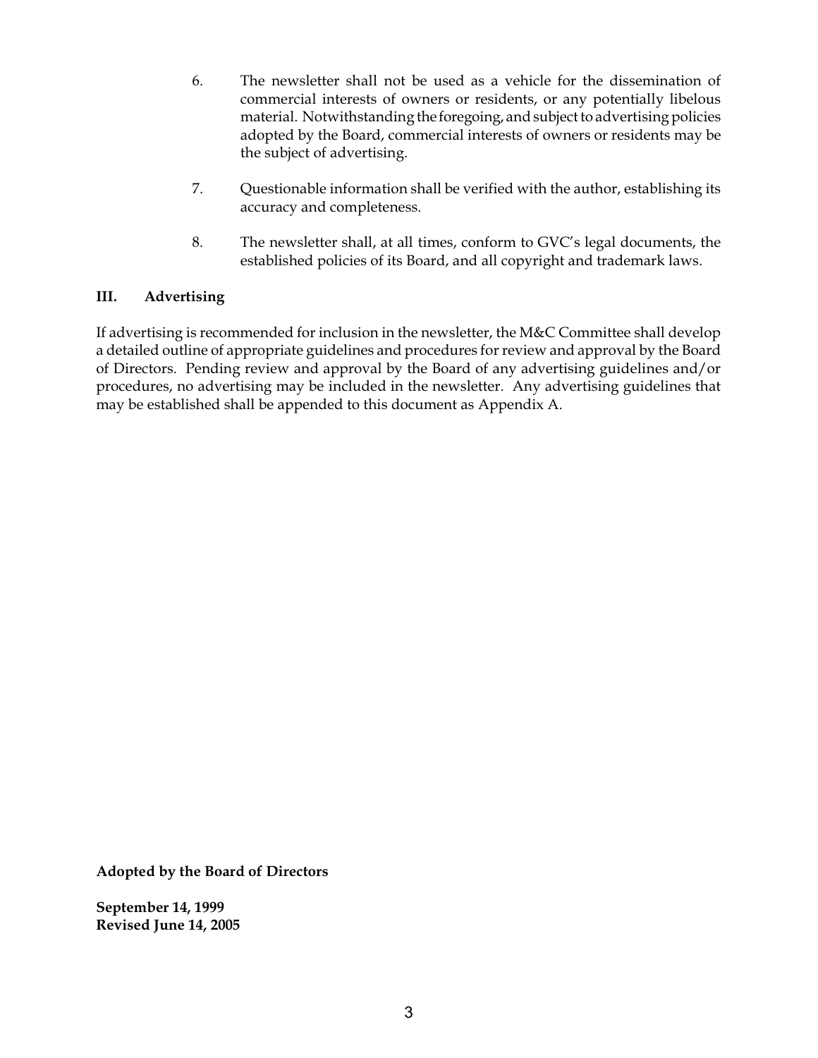6. The newsletter shall not be used as a vehicle for the dissemination of commercial interests of owners or residents, or any potentially libelous material. Notwithstanding the foregoing, and subject to advertising policies adopted by the Board, commercial interests of owners or residents may be the subject of advertising.

7. Questionable information shall be verified with the author, establishing its accuracy and completeness.

8. The newsletter shall, at all times, conform to GVC's legal documents, the established policies of its Board, and all copyright and trademark laws.

## III. Advertising

If advertising is recommended for inclusion in the newsletter, the M&C Committee shall develop a detailed outline of appropriate guidelines and procedures for review and approval by the Board of Directors. Pending review and approval by the Board of any advertising guidelines and/or procedures, no advertising may be included in the newsletter. Any advertising guidelines that may be established shall be appended to this document as Appendix A.

**Adopted by the Board of Directors**

**September 14, 1999**
**Revised June 14, 2005**